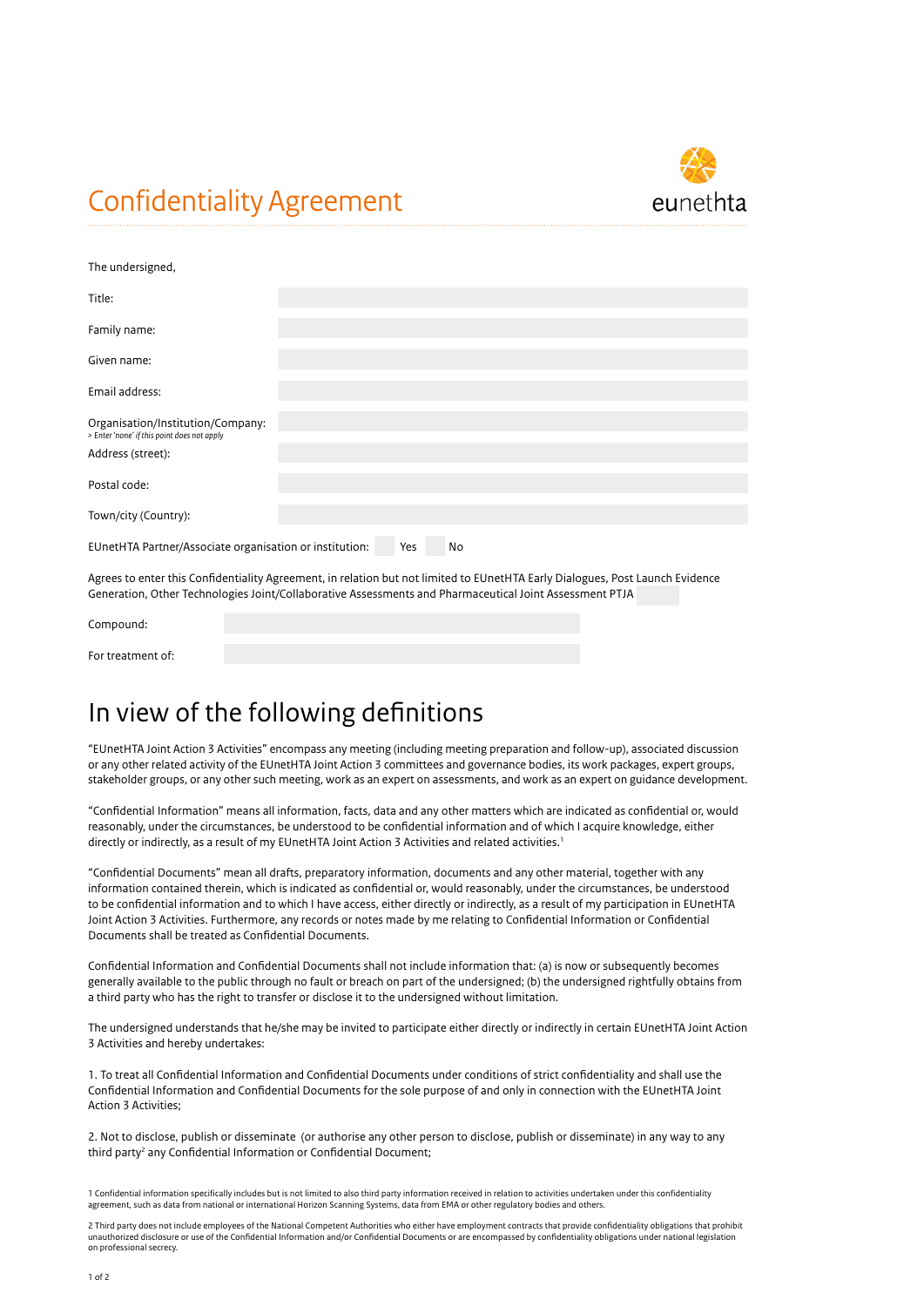# Confidentiality Agreement

eunethta

The undersigned,

| | |
|---|---|
| Title: | |
| Family name: | |
| Given name: | |
| Email address: | |
| Organisation/Institution/Company: *> Enter 'none' if this point does not apply* | |
| Address (street): | |
| Postal code: | |
| Town/city (Country): | |

EUnetHTA Partner/Associate organisation or institution: ☐ Yes ☐ No

Agrees to enter this Confidentiality Agreement, in relation but not limited to EUnetHTA Early Dialogues, Post Launch Evidence Generation, Other Technologies Joint/Collaborative Assessments and Pharmaceutical Joint Assessment PTJA

| | |
|---|---|
| Compound: | |
| For treatment of: | |

# In view of the following definitions

"EUnetHTA Joint Action 3 Activities" encompass any meeting (including meeting preparation and follow-up), associated discussion or any other related activity of the EUnetHTA Joint Action 3 committees and governance bodies, its work packages, expert groups, stakeholder groups, or any other such meeting, work as an expert on assessments, and work as an expert on guidance development.

"Confidential Information" means all information, facts, data and any other matters which are indicated as confidential or, would reasonably, under the circumstances, be understood to be confidential information and of which I acquire knowledge, either directly or indirectly, as a result of my EUnetHTA Joint Action 3 Activities and related activities.[1]

"Confidential Documents" mean all drafts, preparatory information, documents and any other material, together with any information contained therein, which is indicated as confidential or, would reasonably, under the circumstances, be understood to be confidential information and to which I have access, either directly or indirectly, as a result of my participation in EUnetHTA Joint Action 3 Activities. Furthermore, any records or notes made by me relating to Confidential Information or Confidential Documents shall be treated as Confidential Documents.

Confidential Information and Confidential Documents shall not include information that: (a) is now or subsequently becomes generally available to the public through no fault or breach on part of the undersigned; (b) the undersigned rightfully obtains from a third party who has the right to transfer or disclose it to the undersigned without limitation.

The undersigned understands that he/she may be invited to participate either directly or indirectly in certain EUnetHTA Joint Action 3 Activities and hereby undertakes:

1. To treat all Confidential Information and Confidential Documents under conditions of strict confidentiality and shall use the Confidential Information and Confidential Documents for the sole purpose of and only in connection with the EUnetHTA Joint Action 3 Activities;

2. Not to disclose, publish or disseminate (or authorise any other person to disclose, publish or disseminate) in any way to any third party[2] any Confidential Information or Confidential Document;

---

1 Confidential information specifically includes but is not limited to also third party information received in relation to activities undertaken under this confidentiality agreement, such as data from national or international Horizon Scanning Systems, data from EMA or other regulatory bodies and others.

2 Third party does not include employees of the National Competent Authorities who either have employment contracts that provide confidentiality obligations that prohibit unauthorized disclosure or use of the Confidential Information and/or Confidential Documents or are encompassed by confidentiality obligations under national legislation on professional secrecy.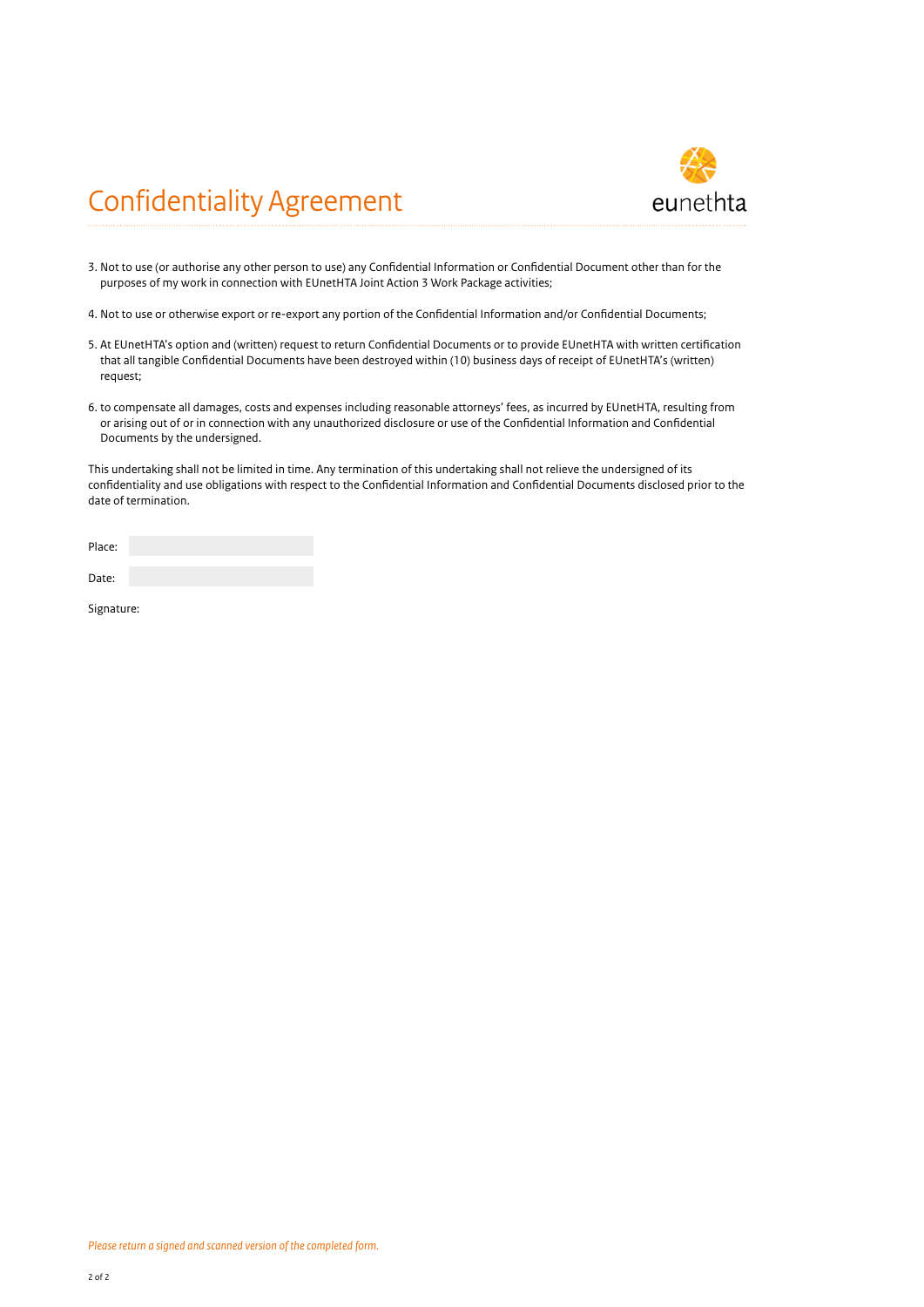# Confidentiality Agreement

eunethta

3. Not to use (or authorise any other person to use) any Confidential Information or Confidential Document other than for the purposes of my work in connection with EUnetHTA Joint Action 3 Work Package activities;

4. Not to use or otherwise export or re-export any portion of the Confidential Information and/or Confidential Documents;

5. At EUnetHTA's option and (written) request to return Confidential Documents or to provide EUnetHTA with written certification that all tangible Confidential Documents have been destroyed within (10) business days of receipt of EUnetHTA's (written) request;

6. to compensate all damages, costs and expenses including reasonable attorneys' fees, as incurred by EUnetHTA, resulting from or arising out of or in connection with any unauthorized disclosure or use of the Confidential Information and Confidential Documents by the undersigned.

This undertaking shall not be limited in time. Any termination of this undertaking shall not relieve the undersigned of its confidentiality and use obligations with respect to the Confidential Information and Confidential Documents disclosed prior to the date of termination.

Place:

Date:

Signature:

*Please return a signed and scanned version of the completed form.*